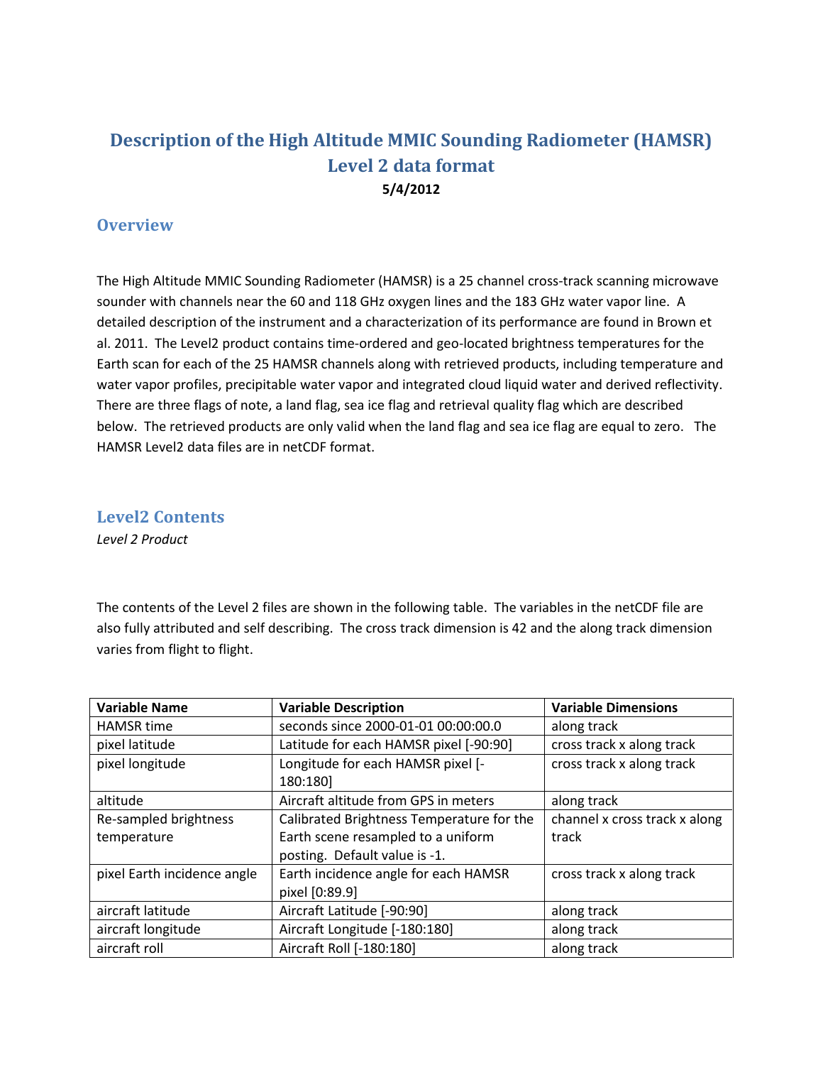# Description of the High Altitude MMIC Sounding Radiometer (HAMSR) Level 2 data format

**5/4/2012**

## Overview

The High Altitude MMIC Sounding Radiometer (HAMSR) is a 25 channel cross-track scanning microwave sounder with channels near the 60 and 118 GHz oxygen lines and the 183 GHz water vapor line. A detailed description of the instrument and a characterization of its performance are found in Brown et al. 2011. The Level2 product contains time-ordered and geo-located brightness temperatures for the Earth scan for each of the 25 HAMSR channels along with retrieved products, including temperature and water vapor profiles, precipitable water vapor and integrated cloud liquid water and derived reflectivity. There are three flags of note, a land flag, sea ice flag and retrieval quality flag which are described below. The retrieved products are only valid when the land flag and sea ice flag are equal to zero. The HAMSR Level2 data files are in netCDF format.

## Level2 Contents

*Level 2 Product*

The contents of the Level 2 files are shown in the following table. The variables in the netCDF file are also fully attributed and self describing. The cross track dimension is 42 and the along track dimension varies from flight to flight.

| Variable Name | Variable Description | Variable Dimensions |
|---|---|---|
| HAMSR time | seconds since 2000-01-01 00:00:00.0 | along track |
| pixel latitude | Latitude for each HAMSR pixel [-90:90] | cross track x along track |
| pixel longitude | Longitude for each HAMSR pixel [-180:180] | cross track x along track |
| altitude | Aircraft altitude from GPS in meters | along track |
| Re-sampled brightness temperature | Calibrated Brightness Temperature for the Earth scene resampled to a uniform posting. Default value is -1. | channel x cross track x along track |
| pixel Earth incidence angle | Earth incidence angle for each HAMSR pixel [0:89.9] | cross track x along track |
| aircraft latitude | Aircraft Latitude [-90:90] | along track |
| aircraft longitude | Aircraft Longitude [-180:180] | along track |
| aircraft roll | Aircraft Roll [-180:180] | along track |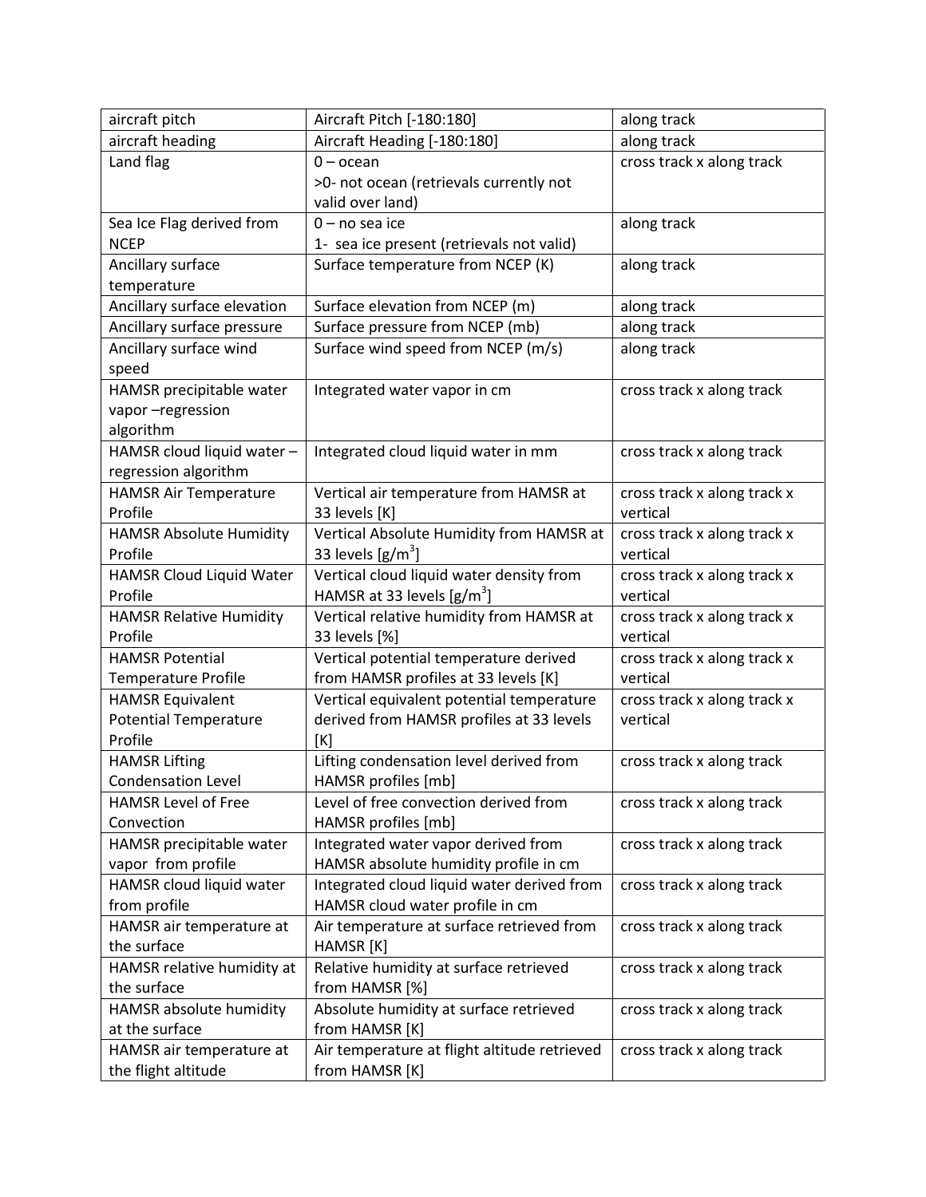| aircraft pitch | Aircraft Pitch [-180:180] | along track |
| --- | --- | --- |
| aircraft heading | Aircraft Heading [-180:180] | along track |
| Land flag | 0 – ocean<br>>0- not ocean (retrievals currently not valid over land) | cross track x along track |
| Sea Ice Flag derived from NCEP | 0 – no sea ice<br>1- sea ice present (retrievals not valid) | along track |
| Ancillary surface temperature | Surface temperature from NCEP (K) | along track |
| Ancillary surface elevation | Surface elevation from NCEP (m) | along track |
| Ancillary surface pressure | Surface pressure from NCEP (mb) | along track |
| Ancillary surface wind speed | Surface wind speed from NCEP (m/s) | along track |
| HAMSR precipitable water vapor –regression algorithm | Integrated water vapor in cm | cross track x along track |
| HAMSR cloud liquid water – regression algorithm | Integrated cloud liquid water in mm | cross track x along track |
| HAMSR Air Temperature Profile | Vertical air temperature from HAMSR at 33 levels [K] | cross track x along track x vertical |
| HAMSR Absolute Humidity Profile | Vertical Absolute Humidity from HAMSR at 33 levels [$g/m^3$] | cross track x along track x vertical |
| HAMSR Cloud Liquid Water Profile | Vertical cloud liquid water density from HAMSR at 33 levels [$g/m^3$] | cross track x along track x vertical |
| HAMSR Relative Humidity Profile | Vertical relative humidity from HAMSR at 33 levels [%] | cross track x along track x vertical |
| HAMSR Potential Temperature Profile | Vertical potential temperature derived from HAMSR profiles at 33 levels [K] | cross track x along track x vertical |
| HAMSR Equivalent Potential Temperature Profile | Vertical equivalent potential temperature derived from HAMSR profiles at 33 levels [K] | cross track x along track x vertical |
| HAMSR Lifting Condensation Level | Lifting condensation level derived from HAMSR profiles [mb] | cross track x along track |
| HAMSR Level of Free Convection | Level of free convection derived from HAMSR profiles [mb] | cross track x along track |
| HAMSR precipitable water vapor from profile | Integrated water vapor derived from HAMSR absolute humidity profile in cm | cross track x along track |
| HAMSR cloud liquid water from profile | Integrated cloud liquid water derived from HAMSR cloud water profile in cm | cross track x along track |
| HAMSR air temperature at the surface | Air temperature at surface retrieved from HAMSR [K] | cross track x along track |
| HAMSR relative humidity at the surface | Relative humidity at surface retrieved from HAMSR [%] | cross track x along track |
| HAMSR absolute humidity at the surface | Absolute humidity at surface retrieved from HAMSR [K] | cross track x along track |
| HAMSR air temperature at the flight altitude | Air temperature at flight altitude retrieved from HAMSR [K] | cross track x along track |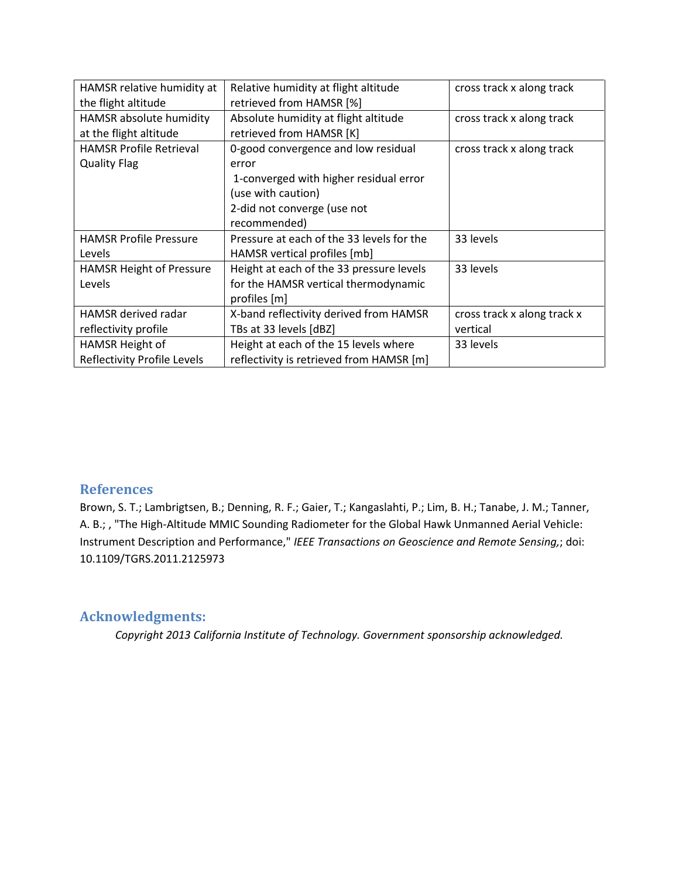| | | |
|---|---|---|
| HAMSR relative humidity at the flight altitude | Relative humidity at flight altitude retrieved from HAMSR [%] | cross track x along track |
| HAMSR absolute humidity at the flight altitude | Absolute humidity at flight altitude retrieved from HAMSR [K] | cross track x along track |
| HAMSR Profile Retrieval Quality Flag | 0-good convergence and low residual error<br>1-converged with higher residual error (use with caution)<br>2-did not converge (use not recommended) | cross track x along track |
| HAMSR Profile Pressure Levels | Pressure at each of the 33 levels for the HAMSR vertical profiles [mb] | 33 levels |
| HAMSR Height of Pressure Levels | Height at each of the 33 pressure levels for the HAMSR vertical thermodynamic profiles [m] | 33 levels |
| HAMSR derived radar reflectivity profile | X-band reflectivity derived from HAMSR TBs at 33 levels [dBZ] | cross track x along track x vertical |
| HAMSR Height of Reflectivity Profile Levels | Height at each of the 15 levels where reflectivity is retrieved from HAMSR [m] | 33 levels |

## References

Brown, S. T.; Lambrigtsen, B.; Denning, R. F.; Gaier, T.; Kangaslahti, P.; Lim, B. H.; Tanabe, J. M.; Tanner, A. B.; , "The High-Altitude MMIC Sounding Radiometer for the Global Hawk Unmanned Aerial Vehicle: Instrument Description and Performance," *IEEE Transactions on Geoscience and Remote Sensing,*; doi: 10.1109/TGRS.2011.2125973

## Acknowledgments:

*Copyright 2013 California Institute of Technology. Government sponsorship acknowledged.*